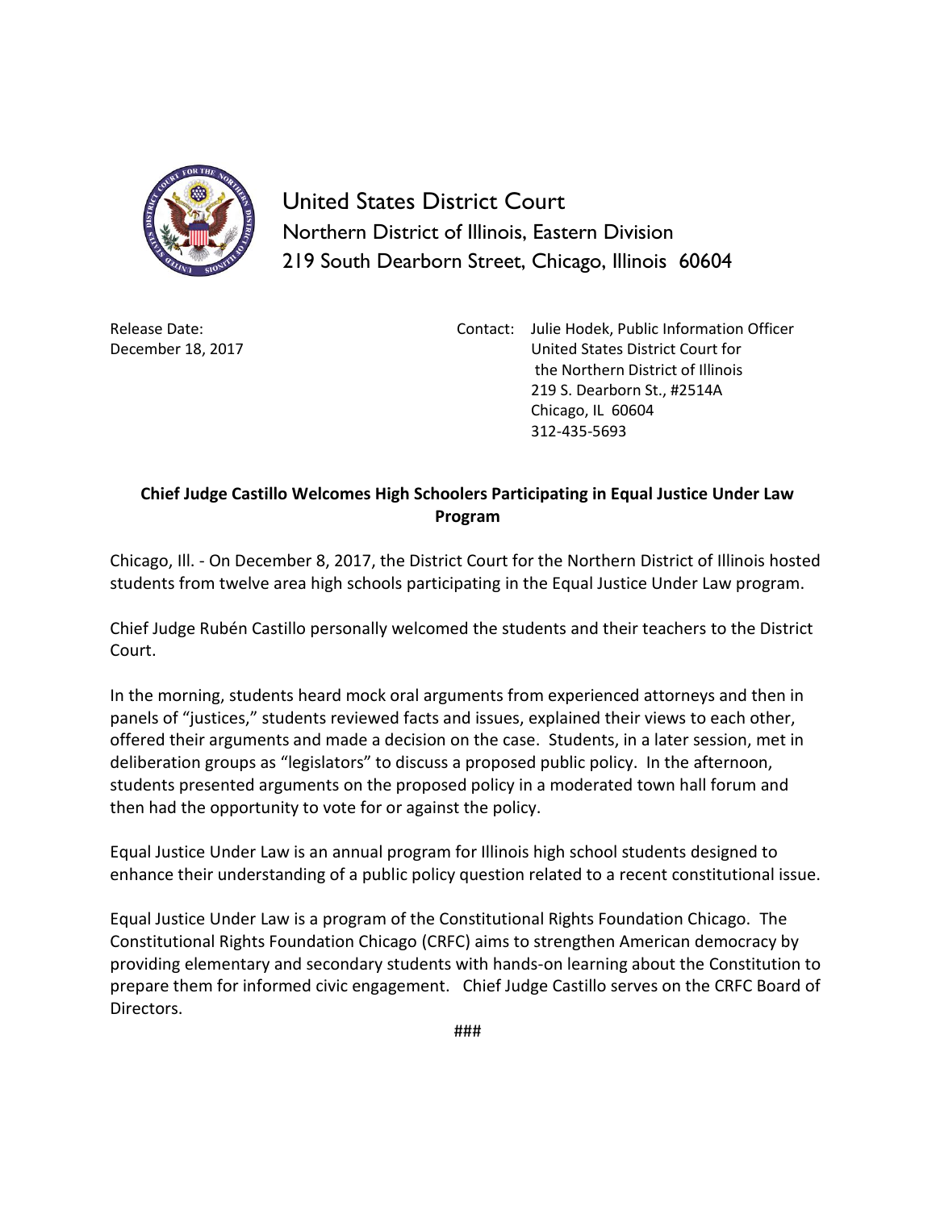# United States District Court

Northern District of Illinois, Eastern Division
219 South Dearborn Street, Chicago, Illinois 60604

Release Date:
December 18, 2017

Contact: Julie Hodek, Public Information Officer
United States District Court for
the Northern District of Illinois
219 S. Dearborn St., #2514A
Chicago, IL 60604
312-435-5693

**Chief Judge Castillo Welcomes High Schoolers Participating in Equal Justice Under Law Program**

Chicago, Ill. - On December 8, 2017, the District Court for the Northern District of Illinois hosted students from twelve area high schools participating in the Equal Justice Under Law program.

Chief Judge Rubén Castillo personally welcomed the students and their teachers to the District Court.

In the morning, students heard mock oral arguments from experienced attorneys and then in panels of "justices," students reviewed facts and issues, explained their views to each other, offered their arguments and made a decision on the case. Students, in a later session, met in deliberation groups as "legislators" to discuss a proposed public policy. In the afternoon, students presented arguments on the proposed policy in a moderated town hall forum and then had the opportunity to vote for or against the policy.

Equal Justice Under Law is an annual program for Illinois high school students designed to enhance their understanding of a public policy question related to a recent constitutional issue.

Equal Justice Under Law is a program of the Constitutional Rights Foundation Chicago. The Constitutional Rights Foundation Chicago (CRFC) aims to strengthen American democracy by providing elementary and secondary students with hands-on learning about the Constitution to prepare them for informed civic engagement. Chief Judge Castillo serves on the CRFC Board of Directors.

###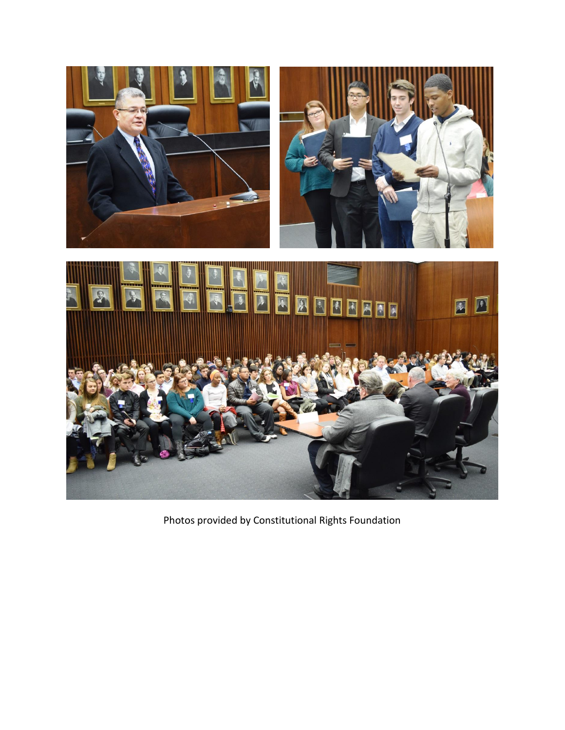Photos provided by Constitutional Rights Foundation